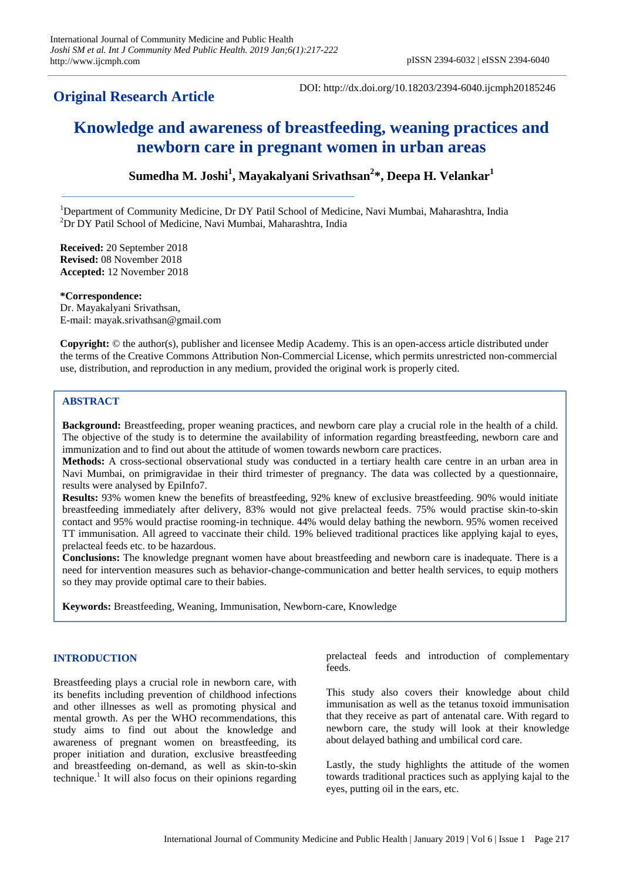## Original Research Article

DOI: http://dx.doi.org/10.18203/2394-6040.ijcmph20185246

# Knowledge and awareness of breastfeeding, weaning practices and newborn care in pregnant women in urban areas

**Sumedha M. Joshi[1], Mayakalyani Srivathsan[2]*, Deepa H. Velankar[1]**

[1]Department of Community Medicine, Dr DY Patil School of Medicine, Navi Mumbai, Maharashtra, India
[2]Dr DY Patil School of Medicine, Navi Mumbai, Maharashtra, India

**Received:** 20 September 2018
**Revised:** 08 November 2018
**Accepted:** 12 November 2018

***Correspondence:**
Dr. Mayakalyani Srivathsan,
E-mail: mayak.srivathsan@gmail.com

**Copyright:** © the author(s), publisher and licensee Medip Academy. This is an open-access article distributed under the terms of the Creative Commons Attribution Non-Commercial License, which permits unrestricted non-commercial use, distribution, and reproduction in any medium, provided the original work is properly cited.

## ABSTRACT

**Background:** Breastfeeding, proper weaning practices, and newborn care play a crucial role in the health of a child. The objective of the study is to determine the availability of information regarding breastfeeding, newborn care and immunization and to find out about the attitude of women towards newborn care practices.

**Methods:** A cross-sectional observational study was conducted in a tertiary health care centre in an urban area in Navi Mumbai, on primigravidae in their third trimester of pregnancy. The data was collected by a questionnaire, results were analysed by EpiInfo7.

**Results:** 93% women knew the benefits of breastfeeding, 92% knew of exclusive breastfeeding. 90% would initiate breastfeeding immediately after delivery, 83% would not give prelacteal feeds. 75% would practise skin-to-skin contact and 95% would practise rooming-in technique. 44% would delay bathing the newborn. 95% women received TT immunisation. All agreed to vaccinate their child. 19% believed traditional practices like applying kajal to eyes, prelacteal feeds etc. to be hazardous.

**Conclusions:** The knowledge pregnant women have about breastfeeding and newborn care is inadequate. There is a need for intervention measures such as behavior-change-communication and better health services, to equip mothers so they may provide optimal care to their babies.

**Keywords:** Breastfeeding, Weaning, Immunisation, Newborn-care, Knowledge

## INTRODUCTION

Breastfeeding plays a crucial role in newborn care, with its benefits including prevention of childhood infections and other illnesses as well as promoting physical and mental growth. As per the WHO recommendations, this study aims to find out about the knowledge and awareness of pregnant women on breastfeeding, its proper initiation and duration, exclusive breastfeeding and breastfeeding on-demand, as well as skin-to-skin technique.[1] It will also focus on their opinions regarding prelacteal feeds and introduction of complementary feeds.

This study also covers their knowledge about child immunisation as well as the tetanus toxoid immunisation that they receive as part of antenatal care. With regard to newborn care, the study will look at their knowledge about delayed bathing and umbilical cord care.

Lastly, the study highlights the attitude of the women towards traditional practices such as applying kajal to the eyes, putting oil in the ears, etc.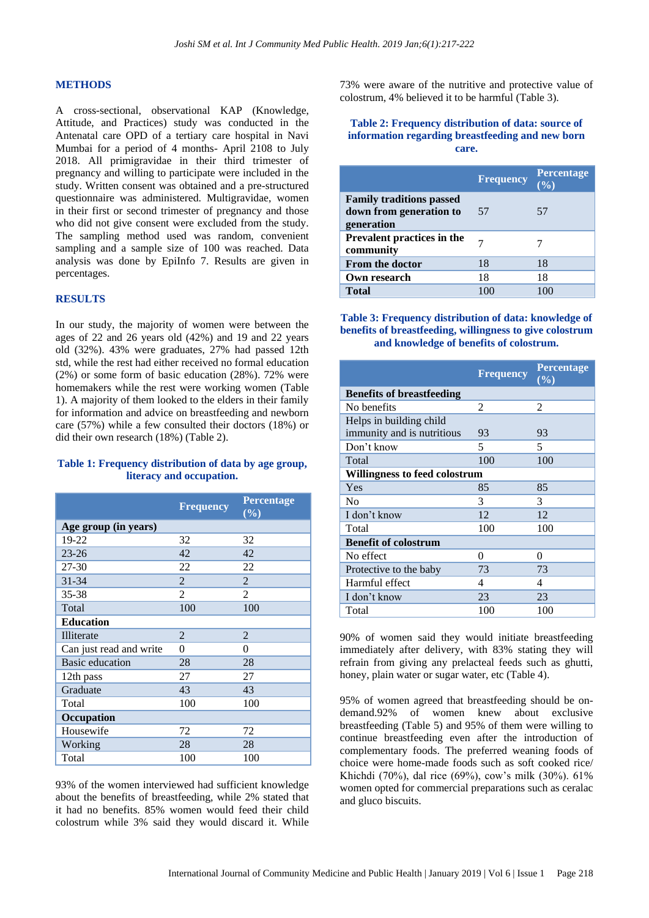## METHODS

A cross-sectional, observational KAP (Knowledge, Attitude, and Practices) study was conducted in the Antenatal care OPD of a tertiary care hospital in Navi Mumbai for a period of 4 months- April 2108 to July 2018. All primigravidae in their third trimester of pregnancy and willing to participate were included in the study. Written consent was obtained and a pre-structured questionnaire was administered. Multigravidae, women in their first or second trimester of pregnancy and those who did not give consent were excluded from the study. The sampling method used was random, convenient sampling and a sample size of 100 was reached. Data analysis was done by EpiInfo 7. Results are given in percentages.

## RESULTS

In our study, the majority of women were between the ages of 22 and 26 years old (42%) and 19 and 22 years old (32%). 43% were graduates, 27% had passed 12th std, while the rest had either received no formal education (2%) or some form of basic education (28%). 72% were homemakers while the rest were working women (Table 1). A majority of them looked to the elders in their family for information and advice on breastfeeding and newborn care (57%) while a few consulted their doctors (18%) or did their own research (18%) (Table 2).

**Table 1: Frequency distribution of data by age group, literacy and occupation.**

| | Frequency | Percentage (%) |
|---|---|---|
| **Age group (in years)** | | |
| 19-22 | 32 | 32 |
| 23-26 | 42 | 42 |
| 27-30 | 22 | 22 |
| 31-34 | 2 | 2 |
| 35-38 | 2 | 2 |
| Total | 100 | 100 |
| **Education** | | |
| Illiterate | 2 | 2 |
| Can just read and write | 0 | 0 |
| Basic education | 28 | 28 |
| 12th pass | 27 | 27 |
| Graduate | 43 | 43 |
| Total | 100 | 100 |
| **Occupation** | | |
| Housewife | 72 | 72 |
| Working | 28 | 28 |
| Total | 100 | 100 |

93% of the women interviewed had sufficient knowledge about the benefits of breastfeeding, while 2% stated that it had no benefits. 85% women would feed their child colostrum while 3% said they would discard it. While 73% were aware of the nutritive and protective value of colostrum, 4% believed it to be harmful (Table 3).

**Table 2: Frequency distribution of data: source of information regarding breastfeeding and new born care.**

| | Frequency | Percentage (%) |
|---|---|---|
| **Family traditions passed down from generation to generation** | 57 | 57 |
| **Prevalent practices in the community** | 7 | 7 |
| **From the doctor** | 18 | 18 |
| **Own research** | 18 | 18 |
| **Total** | 100 | 100 |

**Table 3: Frequency distribution of data: knowledge of benefits of breastfeeding, willingness to give colostrum and knowledge of benefits of colostrum.**

| | Frequency | Percentage (%) |
|---|---|---|
| **Benefits of breastfeeding** | | |
| No benefits | 2 | 2 |
| Helps in building child immunity and is nutritious | 93 | 93 |
| Don't know | 5 | 5 |
| Total | 100 | 100 |
| **Willingness to feed colostrum** | | |
| Yes | 85 | 85 |
| No | 3 | 3 |
| I don't know | 12 | 12 |
| Total | 100 | 100 |
| **Benefit of colostrum** | | |
| No effect | 0 | 0 |
| Protective to the baby | 73 | 73 |
| Harmful effect | 4 | 4 |
| I don't know | 23 | 23 |
| Total | 100 | 100 |

90% of women said they would initiate breastfeeding immediately after delivery, with 83% stating they will refrain from giving any prelacteal feeds such as ghutti, honey, plain water or sugar water, etc (Table 4).

95% of women agreed that breastfeeding should be on-demand.92% of women knew about exclusive breastfeeding (Table 5) and 95% of them were willing to continue breastfeeding even after the introduction of complementary foods. The preferred weaning foods of choice were home-made foods such as soft cooked rice/ Khichdi (70%), dal rice (69%), cow's milk (30%). 61% women opted for commercial preparations such as ceralac and gluco biscuits.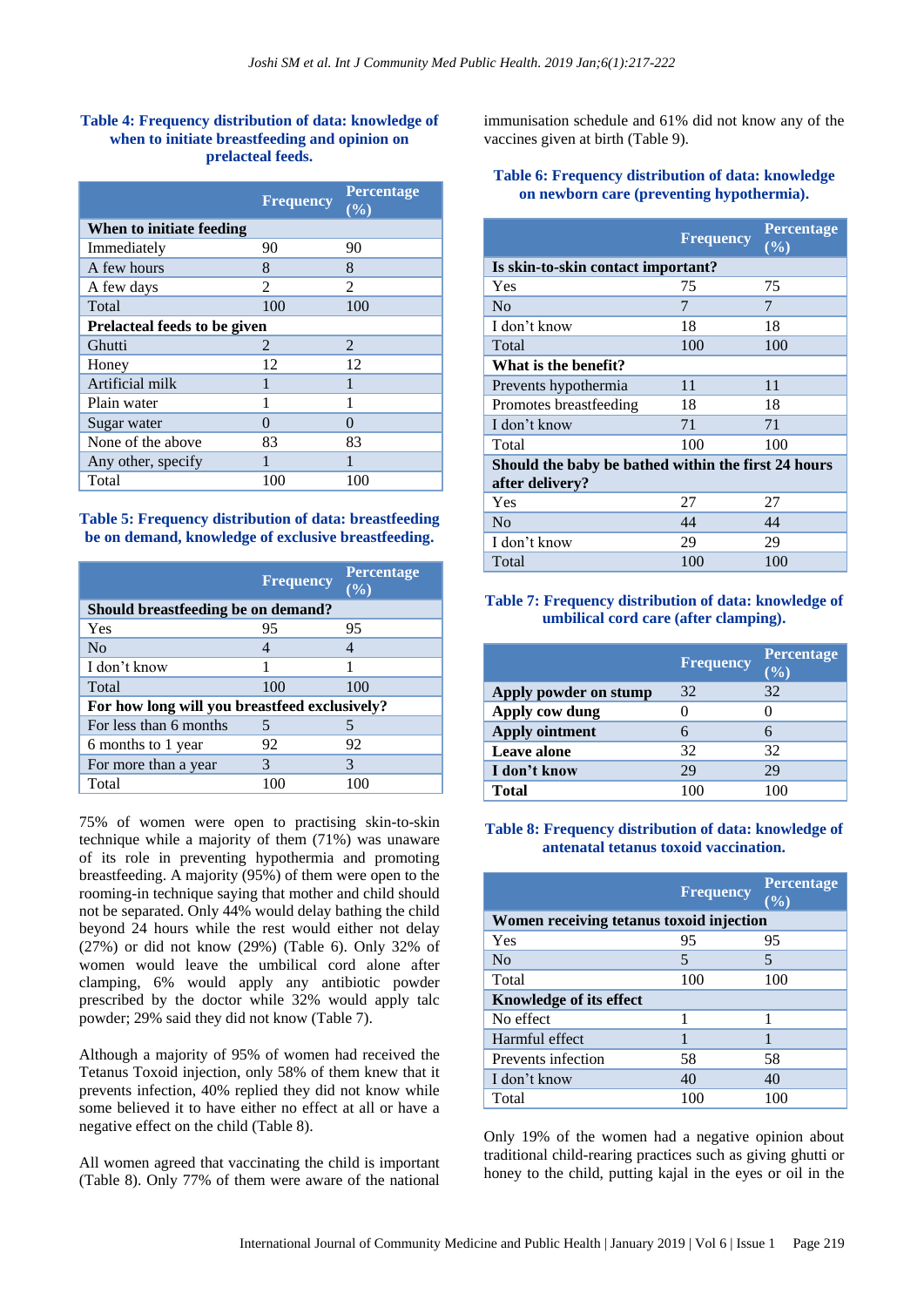**Table 4: Frequency distribution of data: knowledge of when to initiate breastfeeding and opinion on prelacteal feeds.**

| | Frequency | Percentage (%) |
|---|---|---|
| **When to initiate feeding** | | |
| Immediately | 90 | 90 |
| A few hours | 8 | 8 |
| A few days | 2 | 2 |
| Total | 100 | 100 |
| **Prelacteal feeds to be given** | | |
| Ghutti | 2 | 2 |
| Honey | 12 | 12 |
| Artificial milk | 1 | 1 |
| Plain water | 1 | 1 |
| Sugar water | 0 | 0 |
| None of the above | 83 | 83 |
| Any other, specify | 1 | 1 |
| Total | 100 | 100 |

**Table 5: Frequency distribution of data: breastfeeding be on demand, knowledge of exclusive breastfeeding.**

| | Frequency | Percentage (%) |
|---|---|---|
| **Should breastfeeding be on demand?** | | |
| Yes | 95 | 95 |
| No | 4 | 4 |
| I don't know | 1 | 1 |
| Total | 100 | 100 |
| **For how long will you breastfeed exclusively?** | | |
| For less than 6 months | 5 | 5 |
| 6 months to 1 year | 92 | 92 |
| For more than a year | 3 | 3 |
| Total | 100 | 100 |

75% of women were open to practising skin-to-skin technique while a majority of them (71%) was unaware of its role in preventing hypothermia and promoting breastfeeding. A majority (95%) of them were open to the rooming-in technique saying that mother and child should not be separated. Only 44% would delay bathing the child beyond 24 hours while the rest would either not delay (27%) or did not know (29%) (Table 6). Only 32% of women would leave the umbilical cord alone after clamping, 6% would apply any antibiotic powder prescribed by the doctor while 32% would apply talc powder; 29% said they did not know (Table 7).

Although a majority of 95% of women had received the Tetanus Toxoid injection, only 58% of them knew that it prevents infection, 40% replied they did not know while some believed it to have either no effect at all or have a negative effect on the child (Table 8).

All women agreed that vaccinating the child is important (Table 8). Only 77% of them were aware of the national immunisation schedule and 61% did not know any of the vaccines given at birth (Table 9).

**Table 6: Frequency distribution of data: knowledge on newborn care (preventing hypothermia).**

| | Frequency | Percentage (%) |
|---|---|---|
| **Is skin-to-skin contact important?** | | |
| Yes | 75 | 75 |
| No | 7 | 7 |
| I don't know | 18 | 18 |
| Total | 100 | 100 |
| **What is the benefit?** | | |
| Prevents hypothermia | 11 | 11 |
| Promotes breastfeeding | 18 | 18 |
| I don't know | 71 | 71 |
| Total | 100 | 100 |
| **Should the baby be bathed within the first 24 hours after delivery?** | | |
| Yes | 27 | 27 |
| No | 44 | 44 |
| I don't know | 29 | 29 |
| Total | 100 | 100 |

**Table 7: Frequency distribution of data: knowledge of umbilical cord care (after clamping).**

| | Frequency | Percentage (%) |
|---|---|---|
| **Apply powder on stump** | 32 | 32 |
| **Apply cow dung** | 0 | 0 |
| **Apply ointment** | 6 | 6 |
| **Leave alone** | 32 | 32 |
| **I don't know** | 29 | 29 |
| **Total** | 100 | 100 |

**Table 8: Frequency distribution of data: knowledge of antenatal tetanus toxoid vaccination.**

| | Frequency | Percentage (%) |
|---|---|---|
| **Women receiving tetanus toxoid injection** | | |
| Yes | 95 | 95 |
| No | 5 | 5 |
| Total | 100 | 100 |
| **Knowledge of its effect** | | |
| No effect | 1 | 1 |
| Harmful effect | 1 | 1 |
| Prevents infection | 58 | 58 |
| I don't know | 40 | 40 |
| Total | 100 | 100 |

Only 19% of the women had a negative opinion about traditional child-rearing practices such as giving ghutti or honey to the child, putting kajal in the eyes or oil in the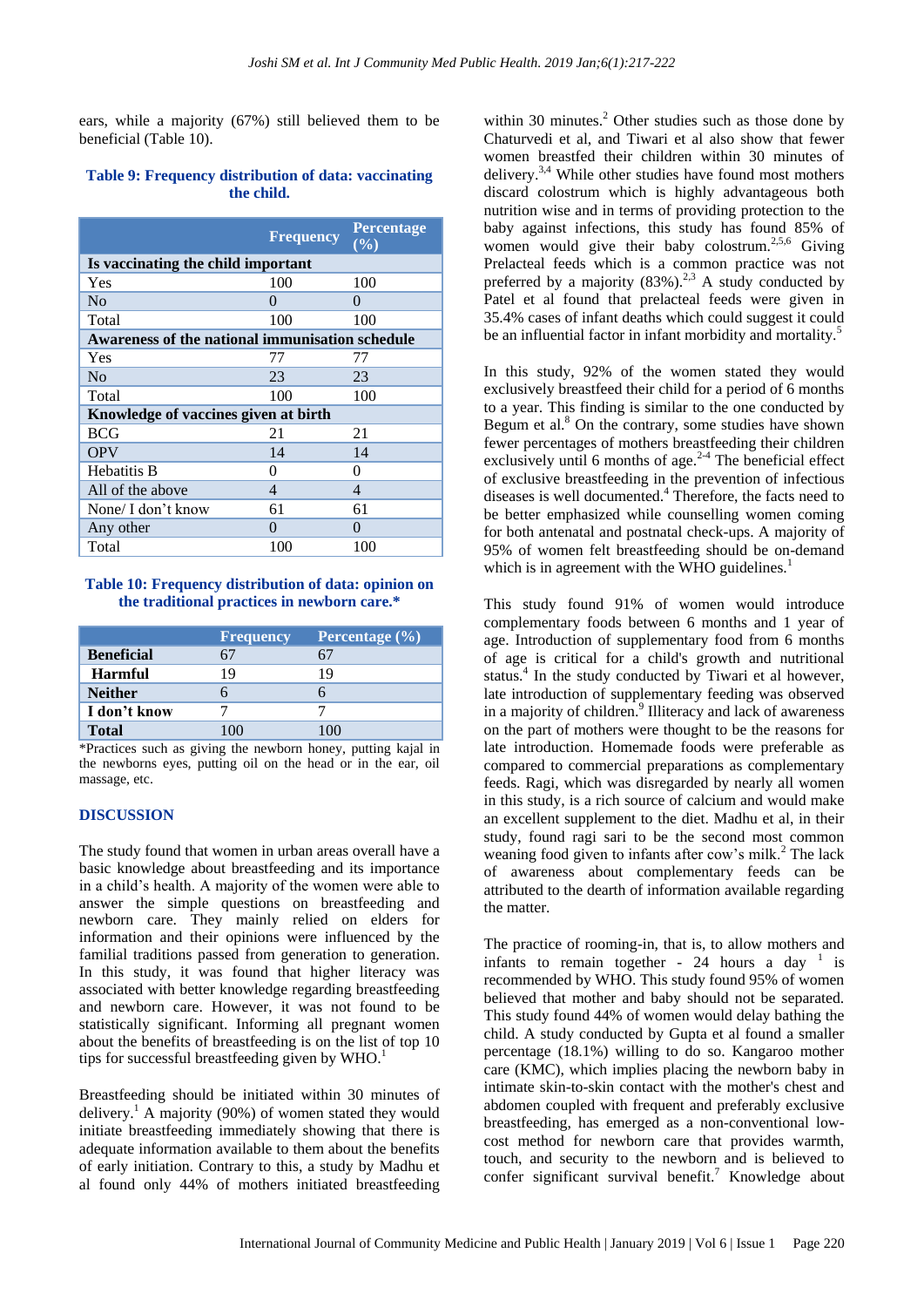ears, while a majority (67%) still believed them to be beneficial (Table 10).

**Table 9: Frequency distribution of data: vaccinating the child.**

| | Frequency | Percentage (%) |
|---|---|---|
| **Is vaccinating the child important** | | |
| Yes | 100 | 100 |
| No | 0 | 0 |
| Total | 100 | 100 |
| **Awareness of the national immunisation schedule** | | |
| Yes | 77 | 77 |
| No | 23 | 23 |
| Total | 100 | 100 |
| **Knowledge of vaccines given at birth** | | |
| BCG | 21 | 21 |
| OPV | 14 | 14 |
| Hebatitis B | 0 | 0 |
| All of the above | 4 | 4 |
| None/ I don't know | 61 | 61 |
| Any other | 0 | 0 |
| Total | 100 | 100 |

**Table 10: Frequency distribution of data: opinion on the traditional practices in newborn care.***

| | Frequency | Percentage (%) |
|---|---|---|
| **Beneficial** | 67 | 67 |
| **Harmful** | 19 | 19 |
| **Neither** | 6 | 6 |
| **I don't know** | 7 | 7 |
| **Total** | 100 | 100 |

*Practices such as giving the newborn honey, putting kajal in the newborns eyes, putting oil on the head or in the ear, oil massage, etc.

## DISCUSSION

The study found that women in urban areas overall have a basic knowledge about breastfeeding and its importance in a child's health. A majority of the women were able to answer the simple questions on breastfeeding and newborn care. They mainly relied on elders for information and their opinions were influenced by the familial traditions passed from generation to generation. In this study, it was found that higher literacy was associated with better knowledge regarding breastfeeding and newborn care. However, it was not found to be statistically significant. Informing all pregnant women about the benefits of breastfeeding is on the list of top 10 tips for successful breastfeeding given by WHO.[1]

Breastfeeding should be initiated within 30 minutes of delivery.[1] A majority (90%) of women stated they would initiate breastfeeding immediately showing that there is adequate information available to them about the benefits of early initiation. Contrary to this, a study by Madhu et al found only 44% of mothers initiated breastfeeding within 30 minutes.[2] Other studies such as those done by Chaturvedi et al, and Tiwari et al also show that fewer women breastfed their children within 30 minutes of delivery.[3,4] While other studies have found most mothers discard colostrum which is highly advantageous both nutrition wise and in terms of providing protection to the baby against infections, this study has found 85% of women would give their baby colostrum.[2,5,6] Giving Prelacteal feeds which is a common practice was not preferred by a majority (83%).[2,3] A study conducted by Patel et al found that prelacteal feeds were given in 35.4% cases of infant deaths which could suggest it could be an influential factor in infant morbidity and mortality.[5]

In this study, 92% of the women stated they would exclusively breastfeed their child for a period of 6 months to a year. This finding is similar to the one conducted by Begum et al.[8] On the contrary, some studies have shown fewer percentages of mothers breastfeeding their children exclusively until 6 months of age.[2-4] The beneficial effect of exclusive breastfeeding in the prevention of infectious diseases is well documented.[4] Therefore, the facts need to be better emphasized while counselling women coming for both antenatal and postnatal check-ups. A majority of 95% of women felt breastfeeding should be on-demand which is in agreement with the WHO guidelines.[1]

This study found 91% of women would introduce complementary foods between 6 months and 1 year of age. Introduction of supplementary food from 6 months of age is critical for a child's growth and nutritional status.[4] In the study conducted by Tiwari et al however, late introduction of supplementary feeding was observed in a majority of children.[9] Illiteracy and lack of awareness on the part of mothers were thought to be the reasons for late introduction. Homemade foods were preferable as compared to commercial preparations as complementary feeds. Ragi, which was disregarded by nearly all women in this study, is a rich source of calcium and would make an excellent supplement to the diet. Madhu et al, in their study, found ragi sari to be the second most common weaning food given to infants after cow's milk.[2] The lack of awareness about complementary feeds can be attributed to the dearth of information available regarding the matter.

The practice of rooming-in, that is, to allow mothers and infants to remain together - 24 hours a day [1] is recommended by WHO. This study found 95% of women believed that mother and baby should not be separated. This study found 44% of women would delay bathing the child. A study conducted by Gupta et al found a smaller percentage (18.1%) willing to do so. Kangaroo mother care (KMC), which implies placing the newborn baby in intimate skin-to-skin contact with the mother's chest and abdomen coupled with frequent and preferably exclusive breastfeeding, has emerged as a non-conventional low-cost method for newborn care that provides warmth, touch, and security to the newborn and is believed to confer significant survival benefit.[7] Knowledge about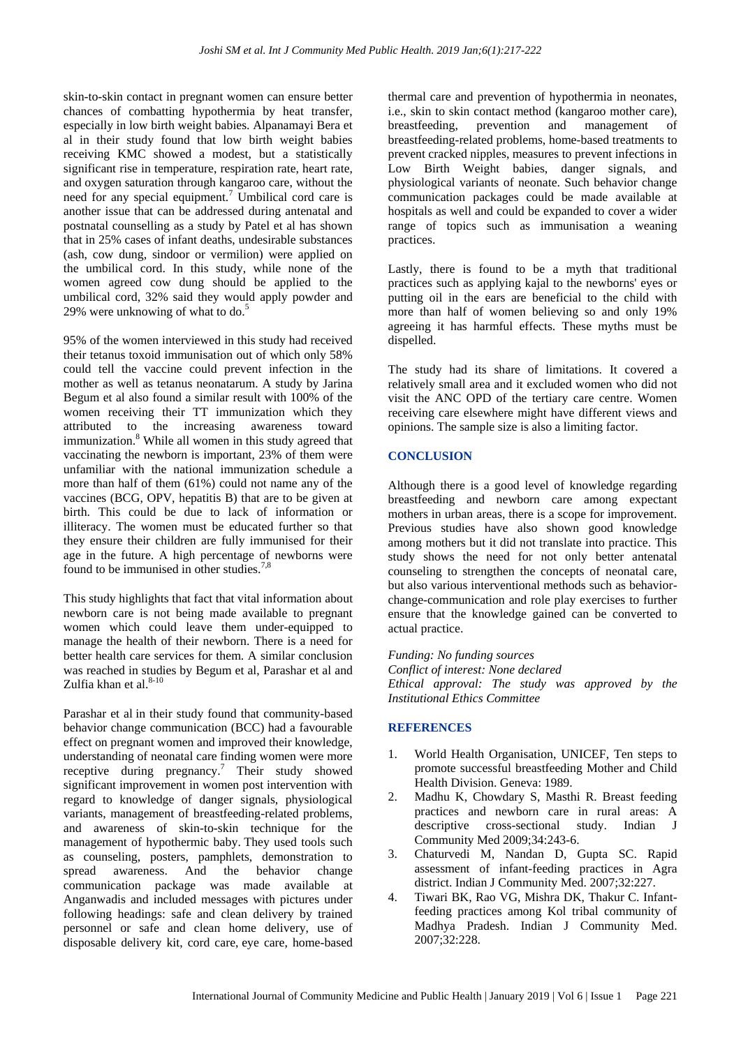skin-to-skin contact in pregnant women can ensure better chances of combatting hypothermia by heat transfer, especially in low birth weight babies. Alpanamayi Bera et al in their study found that low birth weight babies receiving KMC showed a modest, but a statistically significant rise in temperature, respiration rate, heart rate, and oxygen saturation through kangaroo care, without the need for any special equipment.[7] Umbilical cord care is another issue that can be addressed during antenatal and postnatal counselling as a study by Patel et al has shown that in 25% cases of infant deaths, undesirable substances (ash, cow dung, sindoor or vermilion) were applied on the umbilical cord. In this study, while none of the women agreed cow dung should be applied to the umbilical cord, 32% said they would apply powder and 29% were unknowing of what to do.[5]

95% of the women interviewed in this study had received their tetanus toxoid immunisation out of which only 58% could tell the vaccine could prevent infection in the mother as well as tetanus neonatarum. A study by Jarina Begum et al also found a similar result with 100% of the women receiving their TT immunization which they attributed to the increasing awareness toward immunization.[8] While all women in this study agreed that vaccinating the newborn is important, 23% of them were unfamiliar with the national immunization schedule a more than half of them (61%) could not name any of the vaccines (BCG, OPV, hepatitis B) that are to be given at birth. This could be due to lack of information or illiteracy. The women must be educated further so that they ensure their children are fully immunised for their age in the future. A high percentage of newborns were found to be immunised in other studies.[7,8]

This study highlights that fact that vital information about newborn care is not being made available to pregnant women which could leave them under-equipped to manage the health of their newborn. There is a need for better health care services for them. A similar conclusion was reached in studies by Begum et al, Parashar et al and Zulfia khan et al.[8-10]

Parashar et al in their study found that community-based behavior change communication (BCC) had a favourable effect on pregnant women and improved their knowledge, understanding of neonatal care finding women were more receptive during pregnancy.[7] Their study showed significant improvement in women post intervention with regard to knowledge of danger signals, physiological variants, management of breastfeeding-related problems, and awareness of skin-to-skin technique for the management of hypothermic baby. They used tools such as counseling, posters, pamphlets, demonstration to spread awareness. And the behavior change communication package was made available at Anganwadis and included messages with pictures under following headings: safe and clean delivery by trained personnel or safe and clean home delivery, use of disposable delivery kit, cord care, eye care, home-based thermal care and prevention of hypothermia in neonates, i.e., skin to skin contact method (kangaroo mother care), breastfeeding, prevention and management of breastfeeding-related problems, home-based treatments to prevent cracked nipples, measures to prevent infections in Low Birth Weight babies, danger signals, and physiological variants of neonate. Such behavior change communication packages could be made available at hospitals as well and could be expanded to cover a wider range of topics such as immunisation a weaning practices.

Lastly, there is found to be a myth that traditional practices such as applying kajal to the newborns' eyes or putting oil in the ears are beneficial to the child with more than half of women believing so and only 19% agreeing it has harmful effects. These myths must be dispelled.

The study had its share of limitations. It covered a relatively small area and it excluded women who did not visit the ANC OPD of the tertiary care centre. Women receiving care elsewhere might have different views and opinions. The sample size is also a limiting factor.

## CONCLUSION

Although there is a good level of knowledge regarding breastfeeding and newborn care among expectant mothers in urban areas, there is a scope for improvement. Previous studies have also shown good knowledge among mothers but it did not translate into practice. This study shows the need for not only better antenatal counseling to strengthen the concepts of neonatal care, but also various interventional methods such as behavior-change-communication and role play exercises to further ensure that the knowledge gained can be converted to actual practice.

*Funding: No funding sources*
*Conflict of interest: None declared*
*Ethical approval: The study was approved by the Institutional Ethics Committee*

## REFERENCES

1. World Health Organisation, UNICEF, Ten steps to promote successful breastfeeding Mother and Child Health Division. Geneva: 1989.
2. Madhu K, Chowdary S, Masthi R. Breast feeding practices and newborn care in rural areas: A descriptive cross-sectional study. Indian J Community Med 2009;34:243-6.
3. Chaturvedi M, Nandan D, Gupta SC. Rapid assessment of infant-feeding practices in Agra district. Indian J Community Med. 2007;32:227.
4. Tiwari BK, Rao VG, Mishra DK, Thakur C. Infant-feeding practices among Kol tribal community of Madhya Pradesh. Indian J Community Med. 2007;32:228.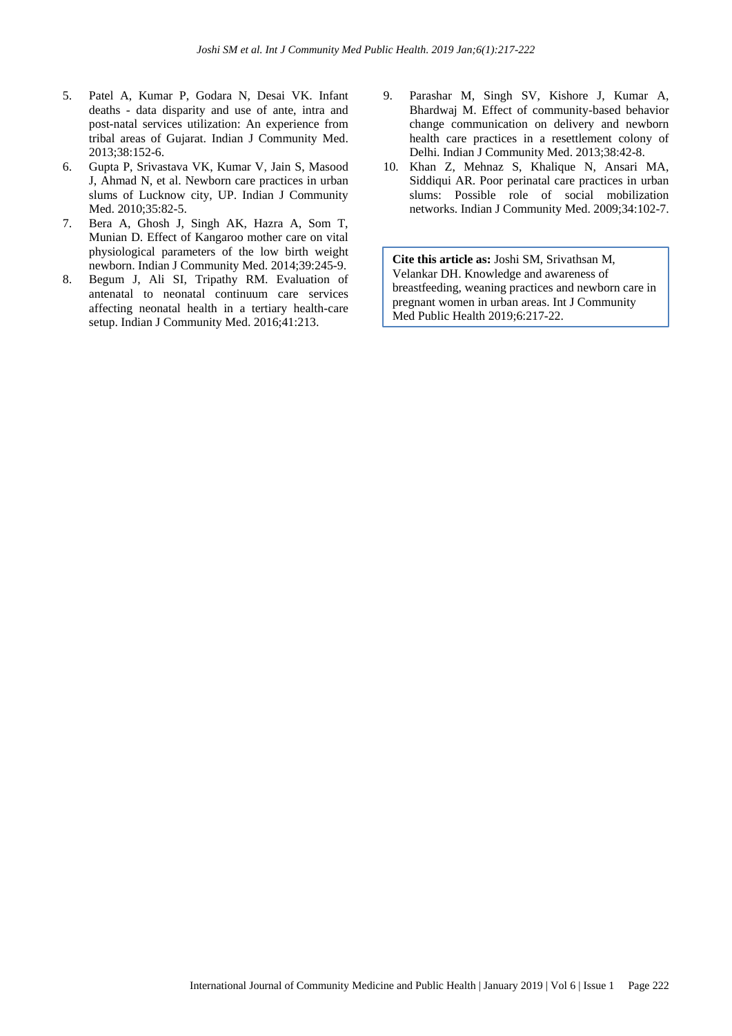5. Patel A, Kumar P, Godara N, Desai VK. Infant deaths - data disparity and use of ante, intra and post-natal services utilization: An experience from tribal areas of Gujarat. Indian J Community Med. 2013;38:152-6.
6. Gupta P, Srivastava VK, Kumar V, Jain S, Masood J, Ahmad N, et al. Newborn care practices in urban slums of Lucknow city, UP. Indian J Community Med. 2010;35:82-5.
7. Bera A, Ghosh J, Singh AK, Hazra A, Som T, Munian D. Effect of Kangaroo mother care on vital physiological parameters of the low birth weight newborn. Indian J Community Med. 2014;39:245-9.
8. Begum J, Ali SI, Tripathy RM. Evaluation of antenatal to neonatal continuum care services affecting neonatal health in a tertiary health-care setup. Indian J Community Med. 2016;41:213.
9. Parashar M, Singh SV, Kishore J, Kumar A, Bhardwaj M. Effect of community-based behavior change communication on delivery and newborn health care practices in a resettlement colony of Delhi. Indian J Community Med. 2013;38:42-8.
10. Khan Z, Mehnaz S, Khalique N, Ansari MA, Siddiqui AR. Poor perinatal care practices in urban slums: Possible role of social mobilization networks. Indian J Community Med. 2009;34:102-7.

**Cite this article as:** Joshi SM, Srivathsan M, Velankar DH. Knowledge and awareness of breastfeeding, weaning practices and newborn care in pregnant women in urban areas. Int J Community Med Public Health 2019;6:217-22.